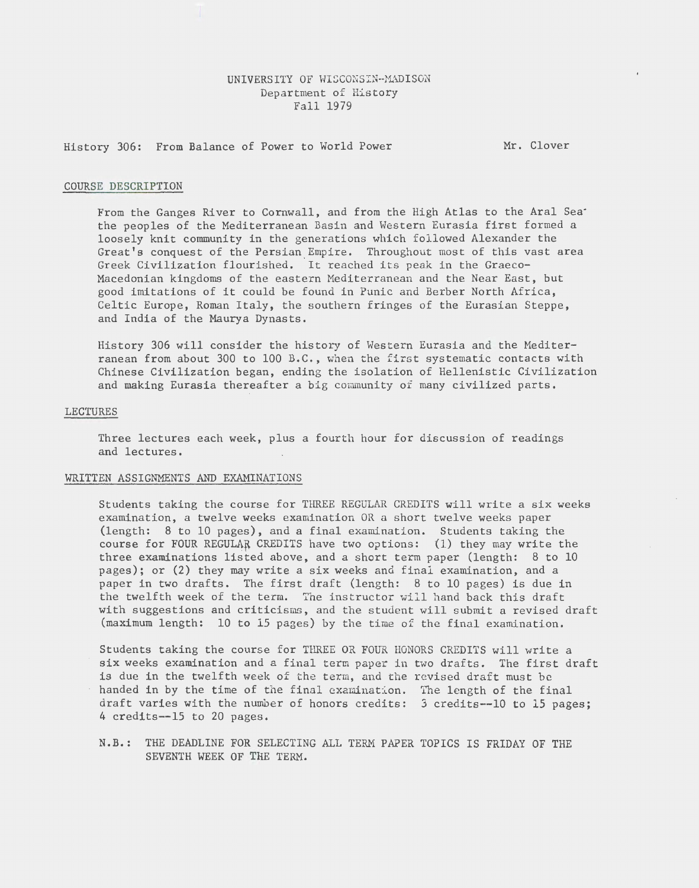UNIVERSITY OF WISCONSIN-MADISON
Department of History
Fall 1979

History 306: From Balance of Power to World Power — Mr. Clover

## COURSE DESCRIPTION

From the Ganges River to Cornwall, and from the High Atlas to the Aral Sea the peoples of the Mediterranean Basin and Western Eurasia first formed a loosely knit community in the generations which followed Alexander the Great's conquest of the Persian Empire. Throughout most of this vast area Greek Civilization flourished. It reached its peak in the Graeco-Macedonian kingdoms of the eastern Mediterranean and the Near East, but good imitations of it could be found in Punic and Berber North Africa, Celtic Europe, Roman Italy, the southern fringes of the Eurasian Steppe, and India of the Maurya Dynasts.

History 306 will consider the history of Western Eurasia and the Mediterranean from about 300 to 100 B.C., when the first systematic contacts with Chinese Civilization began, ending the isolation of Hellenistic Civilization and making Eurasia thereafter a big community of many civilized parts.

## LECTURES

Three lectures each week, plus a fourth hour for discussion of readings and lectures.

## WRITTEN ASSIGNMENTS AND EXAMINATIONS

Students taking the course for THREE REGULAR CREDITS will write a six weeks examination, a twelve weeks examination OR a short twelve weeks paper (length: 8 to 10 pages), and a final examination. Students taking the course for FOUR REGULAR CREDITS have two options: (1) they may write the three examinations listed above, and a short term paper (length: 8 to 10 pages); or (2) they may write a six weeks and final examination, and a paper in two drafts. The first draft (length: 8 to 10 pages) is due in the twelfth week of the term. The instructor will hand back this draft with suggestions and criticisms, and the student will submit a revised draft (maximum length: 10 to 15 pages) by the time of the final examination.

Students taking the course for THREE OR FOUR HONORS CREDITS will write a six weeks examination and a final term paper in two drafts. The first draft is due in the twelfth week of the term, and the revised draft must be handed in by the time of the final examination. The length of the final draft varies with the number of honors credits: 3 credits--10 to 15 pages; 4 credits--15 to 20 pages.

N.B.: THE DEADLINE FOR SELECTING ALL TERM PAPER TOPICS IS FRIDAY OF THE SEVENTH WEEK OF THE TERM.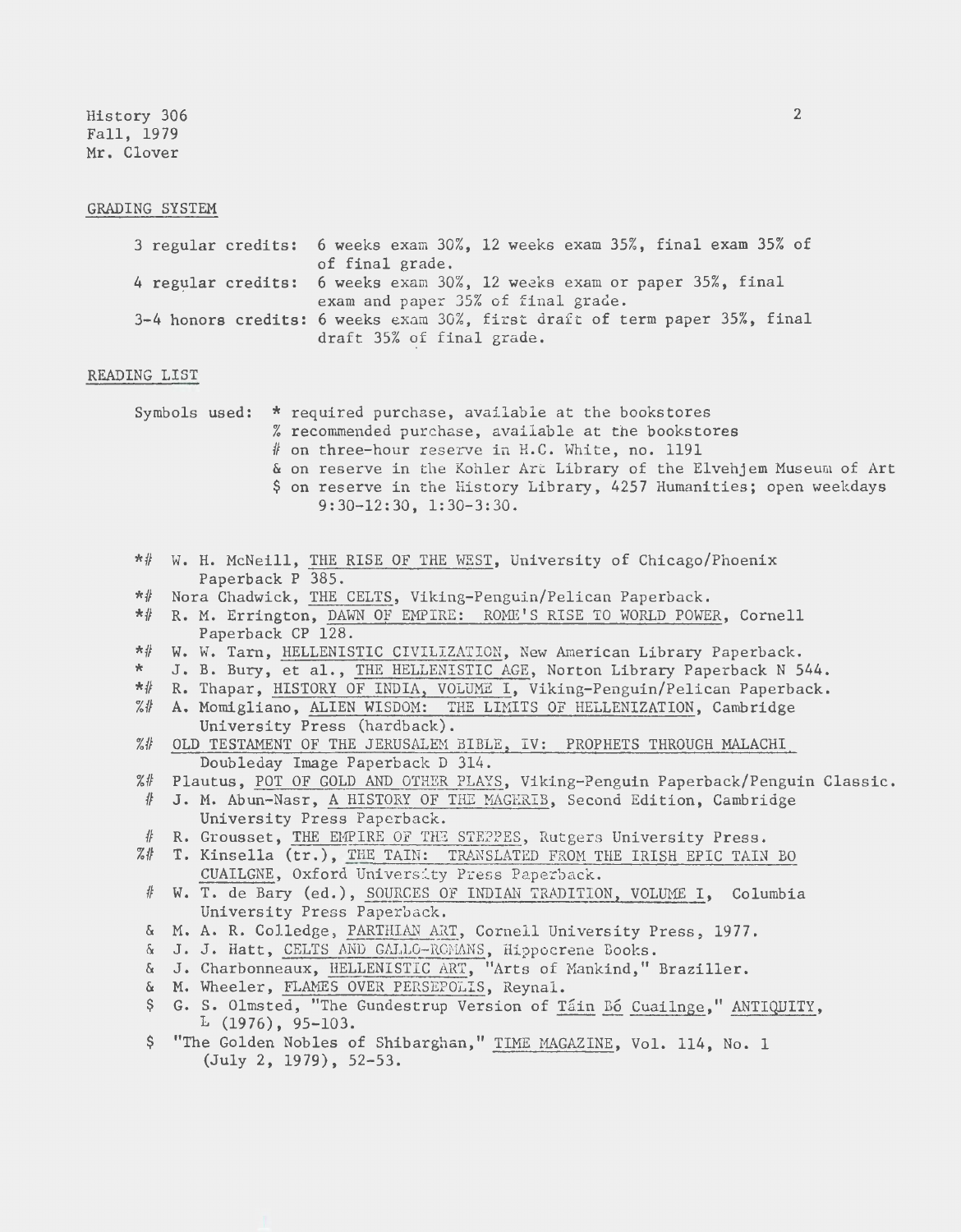History 306
Fall, 1979
Mr. Clover

## GRADING SYSTEM

3 regular credits: 6 weeks exam 30%, 12 weeks exam 35%, final exam 35% of of final grade.

4 regular credits: 6 weeks exam 30%, 12 weeks exam or paper 35%, final exam and paper 35% of final grade.

3-4 honors credits: 6 weeks exam 30%, first draft of term paper 35%, final draft 35% of final grade.

## READING LIST

Symbols used:
- * required purchase, available at the bookstores
- % recommended purchase, available at the bookstores
- # on three-hour reserve in H.C. White, no. 1191
- & on reserve in the Kohler Art Library of the Elvehjem Museum of Art
- $ on reserve in the History Library, 4257 Humanities; open weekdays 9:30-12:30, 1:30-3:30.

*# W. H. McNeill, THE RISE OF THE WEST, University of Chicago/Phoenix Paperback P 385.

*# Nora Chadwick, THE CELTS, Viking-Penguin/Pelican Paperback.

*# R. M. Errington, DAWN OF EMPIRE: ROME'S RISE TO WORLD POWER, Cornell Paperback CP 128.

*# W. W. Tarn, HELLENISTIC CIVILIZATION, New American Library Paperback.

* J. B. Bury, et al., THE HELLENISTIC AGE, Norton Library Paperback N 544.

*# R. Thapar, HISTORY OF INDIA, VOLUME I, Viking-Penguin/Pelican Paperback.

%# A. Momigliano, ALIEN WISDOM: THE LIMITS OF HELLENIZATION, Cambridge University Press (hardback).

%# OLD TESTAMENT OF THE JERUSALEM BIBLE, IV: PROPHETS THROUGH MALACHI Doubleday Image Paperback D 314.

%# Plautus, POT OF GOLD AND OTHER PLAYS, Viking-Penguin Paperback/Penguin Classic.

# J. M. Abun-Nasr, A HISTORY OF THE MAGHRIB, Second Edition, Cambridge University Press Paperback.

# R. Grousset, THE EMPIRE OF THE STEPPES, Rutgers University Press.

%# T. Kinsella (tr.), THE TAIN: TRANSLATED FROM THE IRISH EPIC TAIN BO CUAILGNE, Oxford University Press Paperback.

# W. T. de Bary (ed.), SOURCES OF INDIAN TRADITION, VOLUME I, Columbia University Press Paperback.

& M. A. R. Colledge, PARTHIAN ART, Cornell University Press, 1977.

& J. J. Hatt, CELTS AND GALLO-ROMANS, Hippocrene Books.

& J. Charbonneaux, HELLENISTIC ART, "Arts of Mankind," Braziller.

& M. Wheeler, FLAMES OVER PERSEPOLIS, Reynal.

$ G. S. Olmsted, "The Gundestrup Version of Táin Bó Cuailnge," ANTIQUITY, L (1976), 95-103.

$ "The Golden Nobles of Shibarghan," TIME MAGAZINE, Vol. 114, No. 1 (July 2, 1979), 52-53.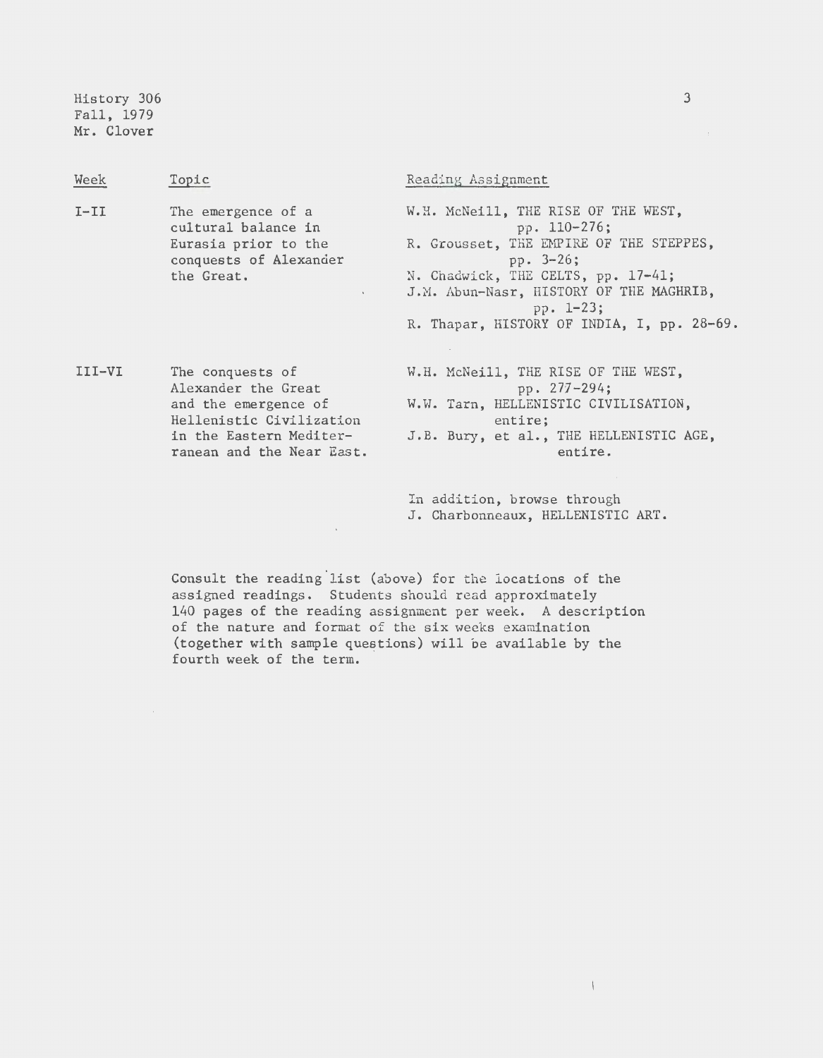History 306
Fall, 1979
Mr. Clover

| Week | Topic | Reading Assignment |
| --- | --- | --- |
| I-II | The emergence of a cultural balance in Eurasia prior to the conquests of Alexander the Great. | W.H. McNeill, THE RISE OF THE WEST, pp. 110-276; R. Grousset, THE EMPIRE OF THE STEPPES, pp. 3-26; N. Chadwick, THE CELTS, pp. 17-41; J.M. Abun-Nasr, HISTORY OF THE MAGHRIB, pp. 1-23; R. Thapar, HISTORY OF INDIA, I, pp. 28-69. |
| III-VI | The conquests of Alexander the Great and the emergence of Hellenistic Civilization in the Eastern Mediterranean and the Near East. | W.H. McNeill, THE RISE OF THE WEST, pp. 277-294; W.W. Tarn, HELLENISTIC CIVILISATION, entire; J.B. Bury, et al., THE HELLENISTIC AGE, entire. In addition, browse through J. Charbonneaux, HELLENISTIC ART. |

Consult the reading list (above) for the locations of the assigned readings. Students should read approximately 140 pages of the reading assignment per week. A description of the nature and format of the six weeks examination (together with sample questions) will be available by the fourth week of the term.